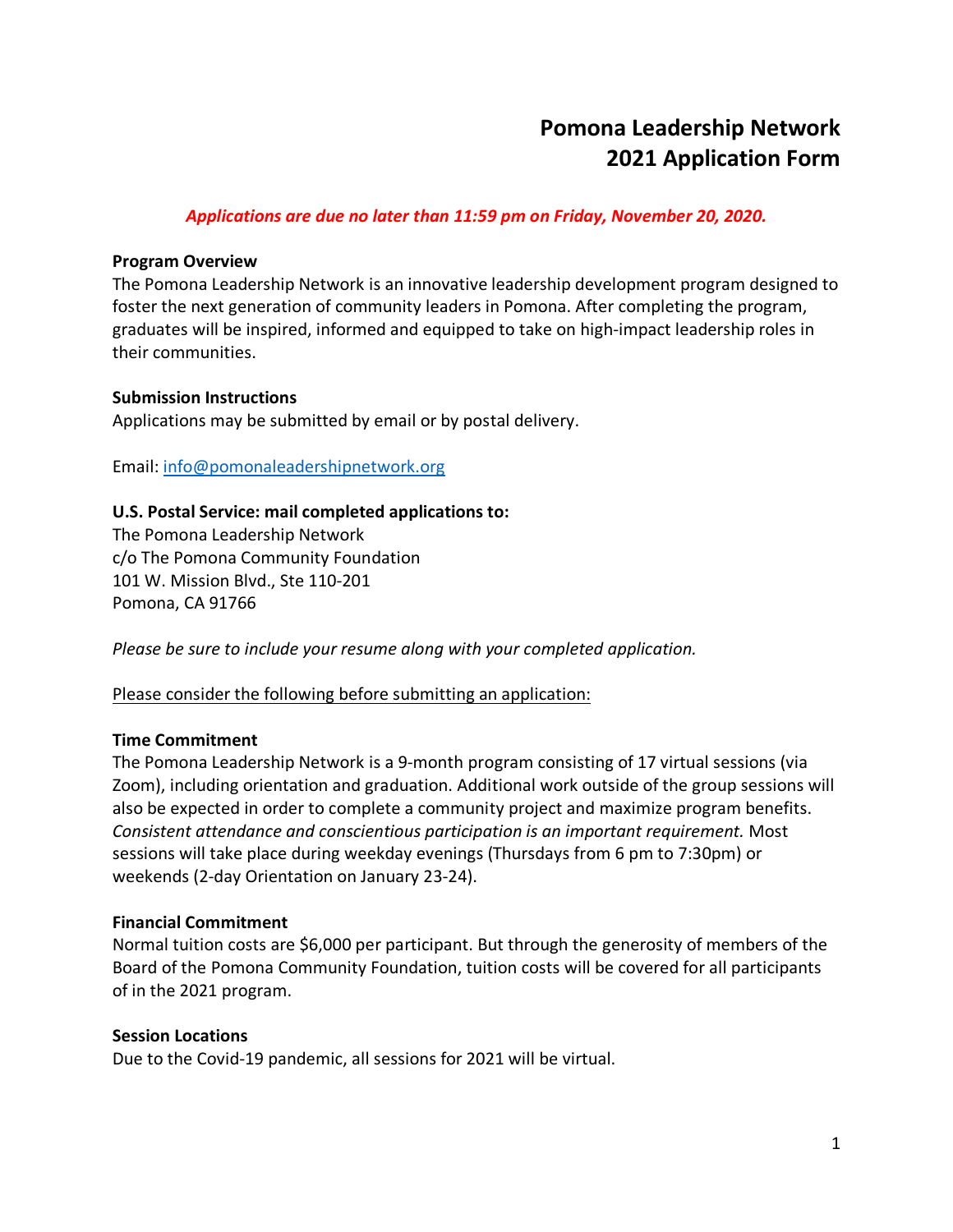# Pomona Leadership Network
# 2021 Application Form

***Applications are due no later than 11:59 pm on Friday, November 20, 2020.***

**Program Overview**

The Pomona Leadership Network is an innovative leadership development program designed to foster the next generation of community leaders in Pomona. After completing the program, graduates will be inspired, informed and equipped to take on high-impact leadership roles in their communities.

**Submission Instructions**

Applications may be submitted by email or by postal delivery.

Email: info@pomonaleadershipnetwork.org

**U.S. Postal Service: mail completed applications to:**

The Pomona Leadership Network
c/o The Pomona Community Foundation
101 W. Mission Blvd., Ste 110-201
Pomona, CA 91766

*Please be sure to include your resume along with your completed application.*

Please consider the following before submitting an application:

**Time Commitment**

The Pomona Leadership Network is a 9-month program consisting of 17 virtual sessions (via Zoom), including orientation and graduation. Additional work outside of the group sessions will also be expected in order to complete a community project and maximize program benefits. *Consistent attendance and conscientious participation is an important requirement.* Most sessions will take place during weekday evenings (Thursdays from 6 pm to 7:30pm) or weekends (2-day Orientation on January 23-24).

**Financial Commitment**

Normal tuition costs are $6,000 per participant. But through the generosity of members of the Board of the Pomona Community Foundation, tuition costs will be covered for all participants of in the 2021 program.

**Session Locations**

Due to the Covid-19 pandemic, all sessions for 2021 will be virtual.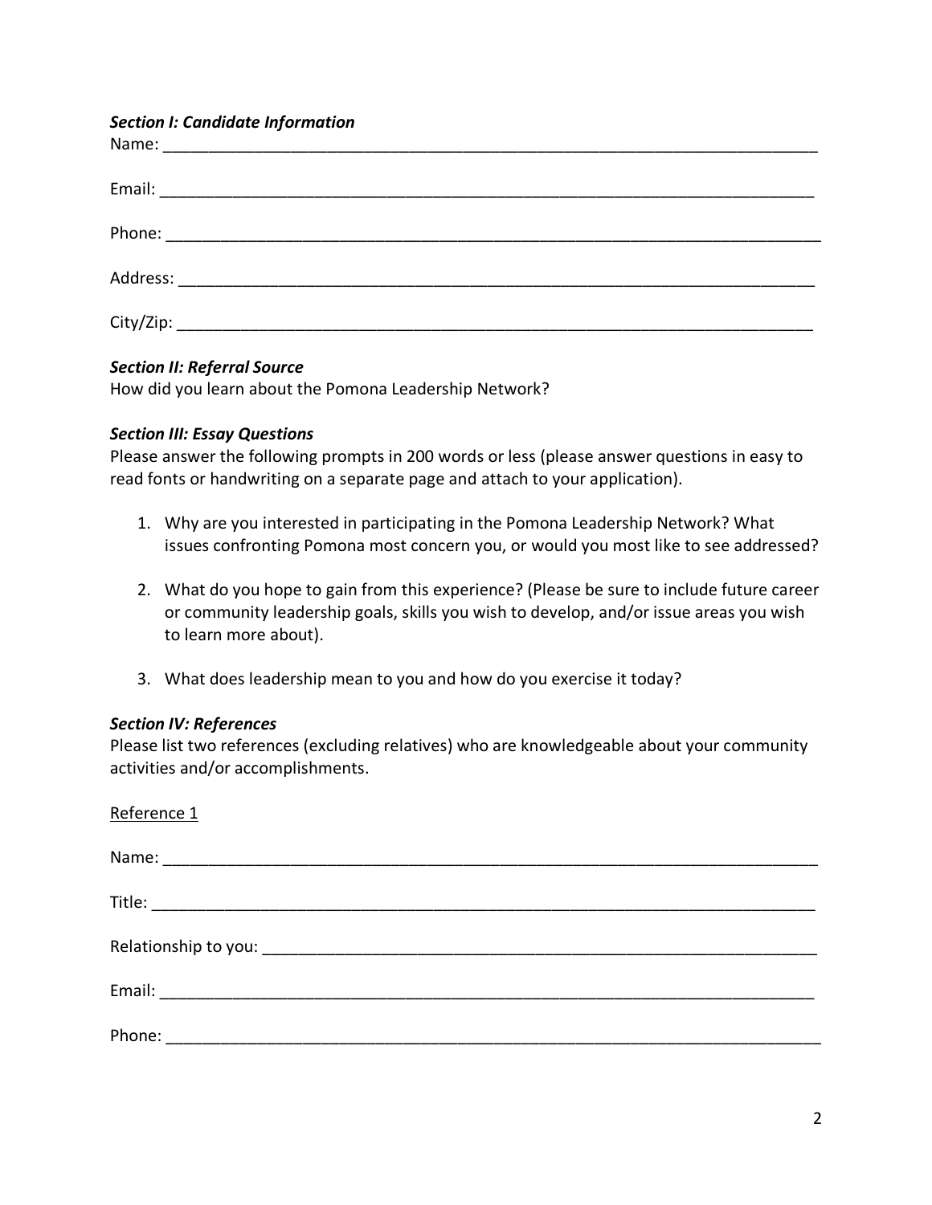***Section I: Candidate Information***

Name: ___________________________________________________________________________

Email: __________________________________________________________________________

Phone: __________________________________________________________________________

Address: ________________________________________________________________________

City/Zip: ________________________________________________________________________

***Section II: Referral Source***

How did you learn about the Pomona Leadership Network?

***Section III: Essay Questions***

Please answer the following prompts in 200 words or less (please answer questions in easy to read fonts or handwriting on a separate page and attach to your application).

1. Why are you interested in participating in the Pomona Leadership Network? What issues confronting Pomona most concern you, or would you most like to see addressed?

2. What do you hope to gain from this experience? (Please be sure to include future career or community leadership goals, skills you wish to develop, and/or issue areas you wish to learn more about).

3. What does leadership mean to you and how do you exercise it today?

***Section IV: References***

Please list two references (excluding relatives) who are knowledgeable about your community activities and/or accomplishments.

<u>Reference 1</u>

Name: ___________________________________________________________________________

Title: ____________________________________________________________________________

Relationship to you: _______________________________________________________________

Email: ___________________________________________________________________________

Phone: __________________________________________________________________________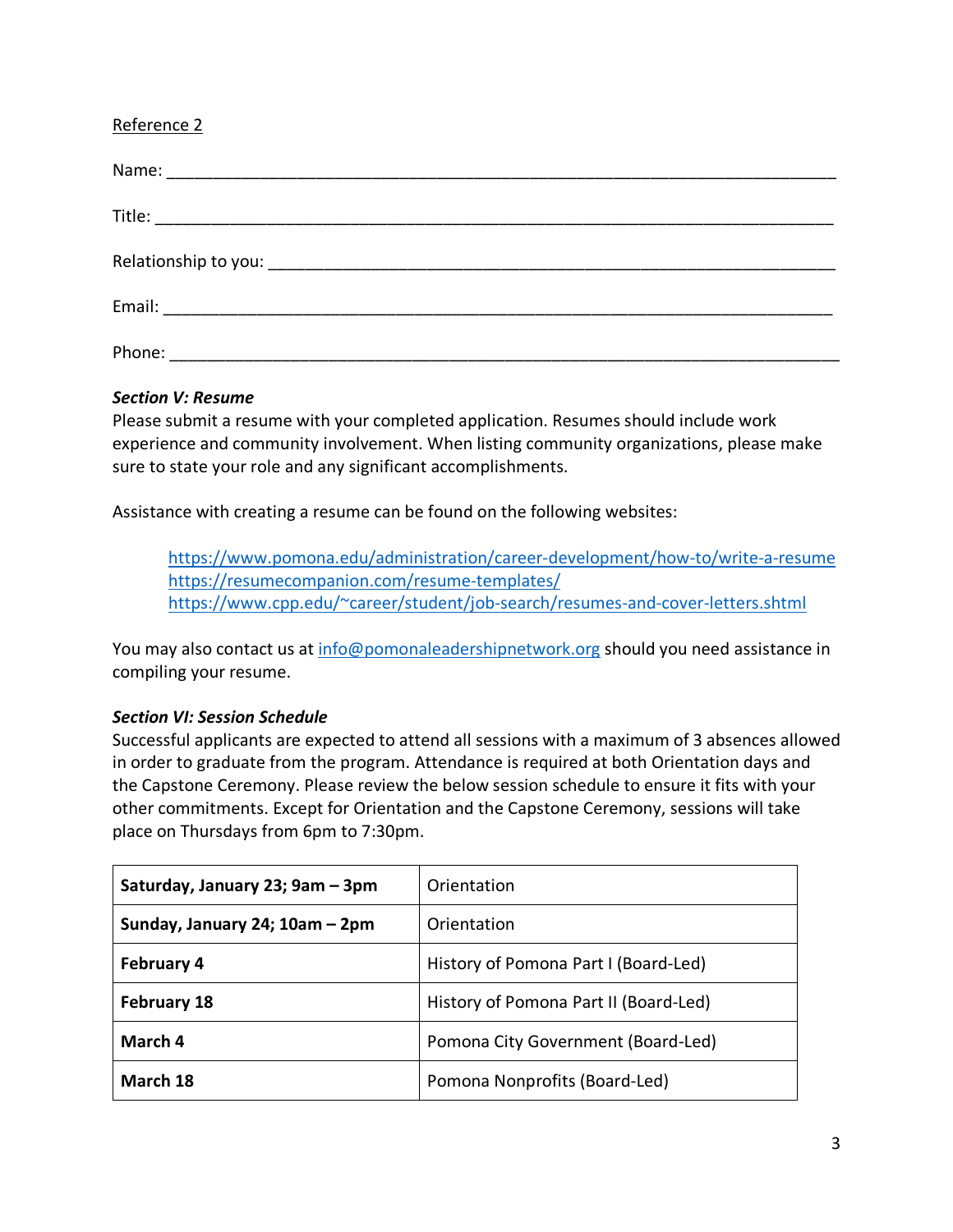<u>Reference 2</u>

Name: ___________________________________________________________________________

Title: ___________________________________________________________________________

Relationship to you: _________________________________________________________________

Email: ___________________________________________________________________________

Phone: ___________________________________________________________________________

***Section V: Resume***

Please submit a resume with your completed application. Resumes should include work experience and community involvement. When listing community organizations, please make sure to state your role and any significant accomplishments.

Assistance with creating a resume can be found on the following websites:

> https://www.pomona.edu/administration/career-development/how-to/write-a-resume
> https://resumecompanion.com/resume-templates/
> https://www.cpp.edu/~career/student/job-search/resumes-and-cover-letters.shtml

You may also contact us at info@pomonaleadershipnetwork.org should you need assistance in compiling your resume.

***Section VI: Session Schedule***

Successful applicants are expected to attend all sessions with a maximum of 3 absences allowed in order to graduate from the program. Attendance is required at both Orientation days and the Capstone Ceremony. Please review the below session schedule to ensure it fits with your other commitments. Except for Orientation and the Capstone Ceremony, sessions will take place on Thursdays from 6pm to 7:30pm.

| | |
|---|---|
| **Saturday, January 23; 9am – 3pm** | Orientation |
| **Sunday, January 24; 10am – 2pm** | Orientation |
| **February 4** | History of Pomona Part I (Board-Led) |
| **February 18** | History of Pomona Part II (Board-Led) |
| **March 4** | Pomona City Government (Board-Led) |
| **March 18** | Pomona Nonprofits (Board-Led) |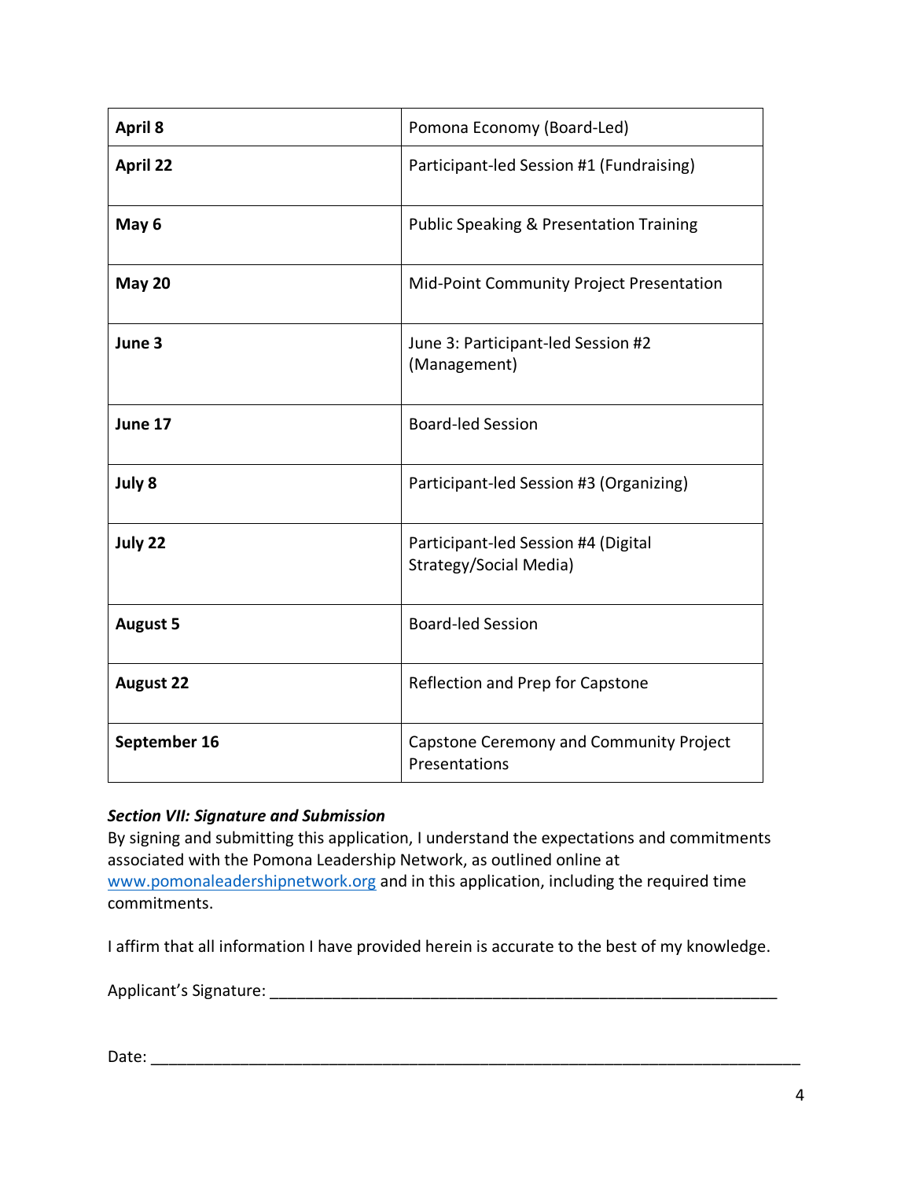| | |
|---|---|
| **April 8** | Pomona Economy (Board-Led) |
| **April 22** | Participant-led Session #1 (Fundraising) |
| **May 6** | Public Speaking & Presentation Training |
| **May 20** | Mid-Point Community Project Presentation |
| **June 3** | June 3: Participant-led Session #2 (Management) |
| **June 17** | Board-led Session |
| **July 8** | Participant-led Session #3 (Organizing) |
| **July 22** | Participant-led Session #4 (Digital Strategy/Social Media) |
| **August 5** | Board-led Session |
| **August 22** | Reflection and Prep for Capstone |
| **September 16** | Capstone Ceremony and Community Project Presentations |

***Section VII: Signature and Submission***

By signing and submitting this application, I understand the expectations and commitments associated with the Pomona Leadership Network, as outlined online at www.pomonaleadershipnetwork.org and in this application, including the required time commitments.

I affirm that all information I have provided herein is accurate to the best of my knowledge.

Applicant's Signature: ____________________________________________________________

Date: __________________________________________________________________________